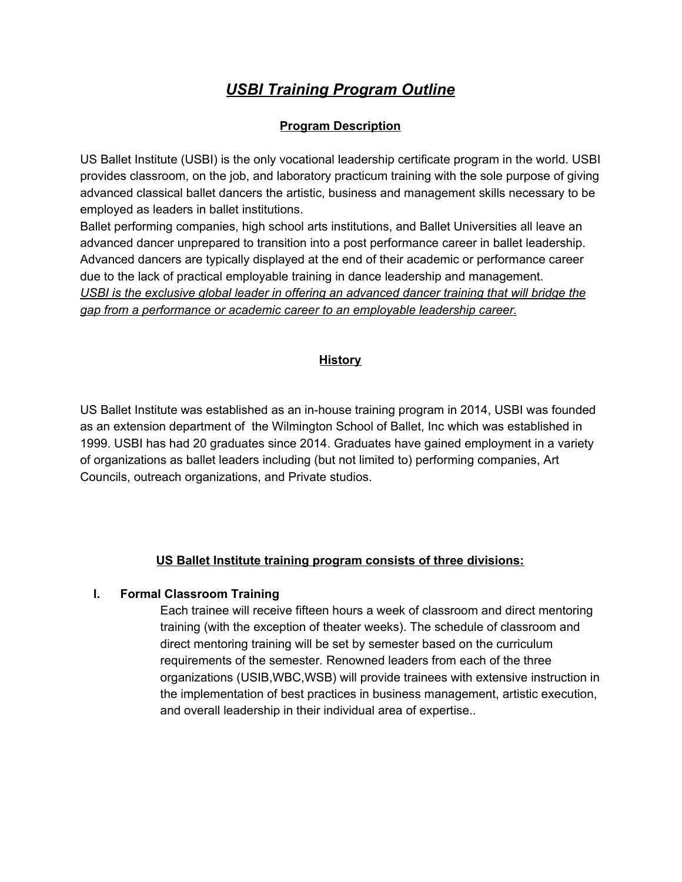# ***USBI Training Program Outline***

## **Program Description**

US Ballet Institute (USBI) is the only vocational leadership certificate program in the world. USBI provides classroom, on the job, and laboratory practicum training with the sole purpose of giving advanced classical ballet dancers the artistic, business and management skills necessary to be employed as leaders in ballet institutions.
Ballet performing companies, high school arts institutions, and Ballet Universities all leave an advanced dancer unprepared to transition into a post performance career in ballet leadership. Advanced dancers are typically displayed at the end of their academic or performance career due to the lack of practical employable training in dance leadership and management.
*USBI is the exclusive global leader in offering an advanced dancer training that will bridge the gap from a performance or academic career to an employable leadership career.*

## **History**

US Ballet Institute was established as an in-house training program in 2014, USBI was founded as an extension department of  the Wilmington School of Ballet, Inc which was established in 1999. USBI has had 20 graduates since 2014. Graduates have gained employment in a variety of organizations as ballet leaders including (but not limited to) performing companies, Art Councils, outreach organizations, and Private studios.

## **US Ballet Institute training program consists of three divisions:**

### I. Formal Classroom Training

Each trainee will receive fifteen hours a week of classroom and direct mentoring training (with the exception of theater weeks). The schedule of classroom and direct mentoring training will be set by semester based on the curriculum requirements of the semester. Renowned leaders from each of the three organizations (USIB,WBC,WSB) will provide trainees with extensive instruction in the implementation of best practices in business management, artistic execution, and overall leadership in their individual area of expertise..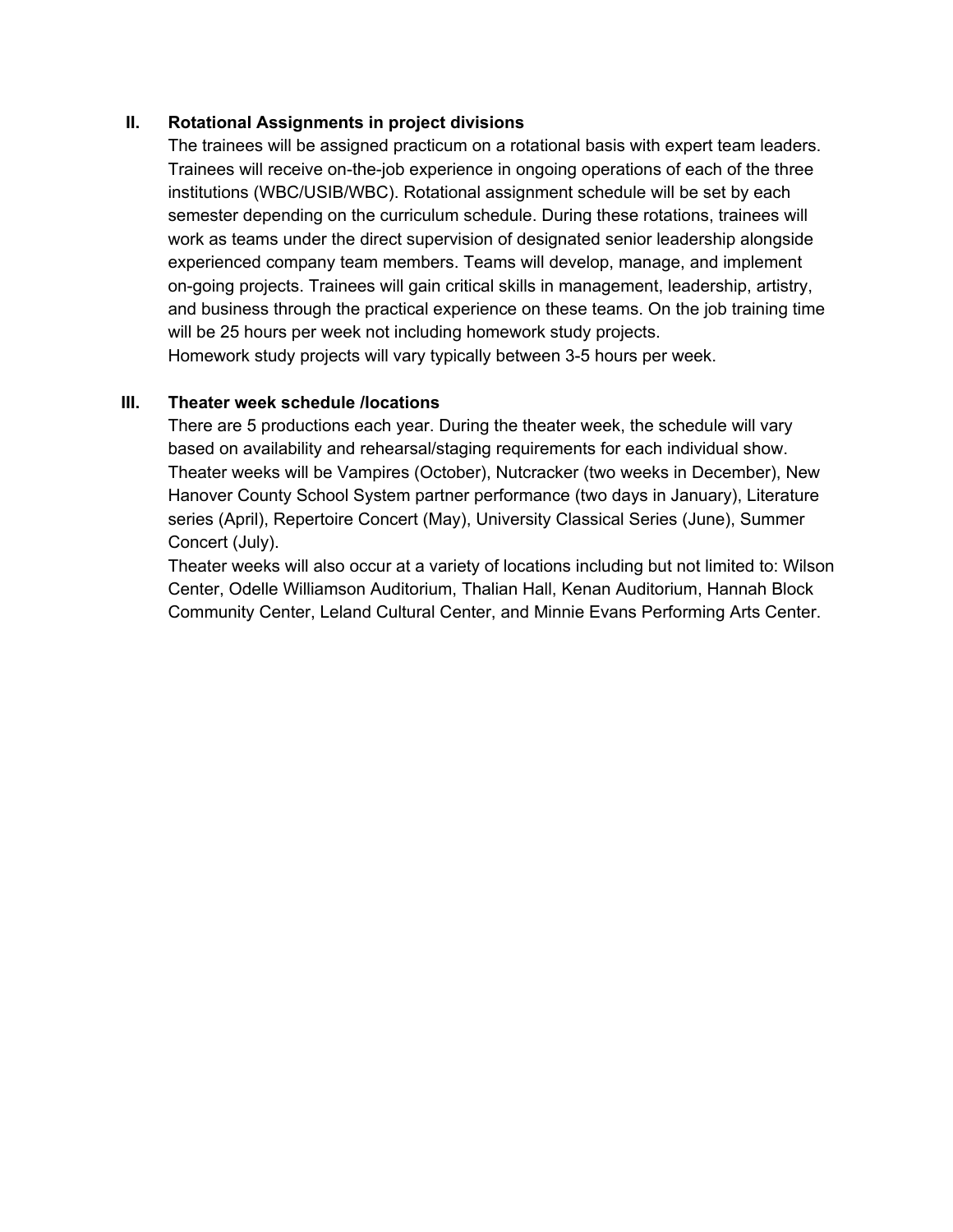## II. Rotational Assignments in project divisions

The trainees will be assigned practicum on a rotational basis with expert team leaders. Trainees will receive on-the-job experience in ongoing operations of each of the three institutions (WBC/USIB/WBC). Rotational assignment schedule will be set by each semester depending on the curriculum schedule. During these rotations, trainees will work as teams under the direct supervision of designated senior leadership alongside experienced company team members. Teams will develop, manage, and implement on-going projects. Trainees will gain critical skills in management, leadership, artistry, and business through the practical experience on these teams. On the job training time will be 25 hours per week not including homework study projects.

Homework study projects will vary typically between 3-5 hours per week.

## III. Theater week schedule /locations

There are 5 productions each year. During the theater week, the schedule will vary based on availability and rehearsal/staging requirements for each individual show. Theater weeks will be Vampires (October), Nutcracker (two weeks in December), New Hanover County School System partner performance (two days in January), Literature series (April), Repertoire Concert (May), University Classical Series (June), Summer Concert (July).

Theater weeks will also occur at a variety of locations including but not limited to: Wilson Center, Odelle Williamson Auditorium, Thalian Hall, Kenan Auditorium, Hannah Block Community Center, Leland Cultural Center, and Minnie Evans Performing Arts Center.